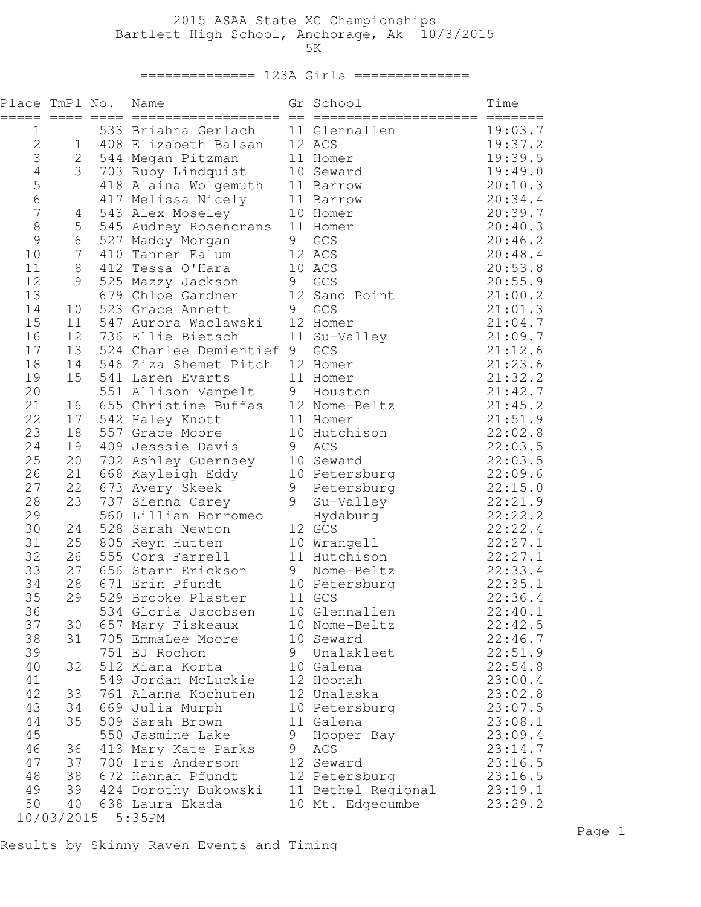# 2015 ASAA State XC Championships

## Bartlett High School, Anchorage, Ak 10/3/2015

### 5K

### 123A Girls

| Place | TmPl | No. | Name | Gr | School | Time |
|---|---|---|---|---|---|---|
| 1 | | 533 | Briahna Gerlach | 11 | Glennallen | 19:03.7 |
| 2 | 1 | 408 | Elizabeth Balsan | 12 | ACS | 19:37.2 |
| 3 | 2 | 544 | Megan Pitzman | 11 | Homer | 19:39.5 |
| 4 | 3 | 703 | Ruby Lindquist | 10 | Seward | 19:49.0 |
| 5 | | 418 | Alaina Wolgemuth | 11 | Barrow | 20:10.3 |
| 6 | | 417 | Melissa Nicely | 11 | Barrow | 20:34.4 |
| 7 | 4 | 543 | Alex Moseley | 10 | Homer | 20:39.7 |
| 8 | 5 | 545 | Audrey Rosencrans | 11 | Homer | 20:40.3 |
| 9 | 6 | 527 | Maddy Morgan | 9 | GCS | 20:46.2 |
| 10 | 7 | 410 | Tanner Ealum | 12 | ACS | 20:48.4 |
| 11 | 8 | 412 | Tessa O'Hara | 10 | ACS | 20:53.8 |
| 12 | 9 | 525 | Mazzy Jackson | 9 | GCS | 20:55.9 |
| 13 | | 679 | Chloe Gardner | 12 | Sand Point | 21:00.2 |
| 14 | 10 | 523 | Grace Annett | 9 | GCS | 21:01.3 |
| 15 | 11 | 547 | Aurora Waclawski | 12 | Homer | 21:04.7 |
| 16 | 12 | 736 | Ellie Bietsch | 11 | Su-Valley | 21:09.7 |
| 17 | 13 | 524 | Charlee Demientief | 9 | GCS | 21:12.6 |
| 18 | 14 | 546 | Ziza Shemet Pitch | 12 | Homer | 21:23.6 |
| 19 | 15 | 541 | Laren Evarts | 11 | Homer | 21:32.2 |
| 20 | | 551 | Allison Vanpelt | 9 | Houston | 21:42.7 |
| 21 | 16 | 655 | Christine Buffas | 12 | Nome-Beltz | 21:45.2 |
| 22 | 17 | 542 | Haley Knott | 11 | Homer | 21:51.9 |
| 23 | 18 | 557 | Grace Moore | 10 | Hutchison | 22:02.8 |
| 24 | 19 | 409 | Jesssie Davis | 9 | ACS | 22:03.5 |
| 25 | 20 | 702 | Ashley Guernsey | 10 | Seward | 22:03.5 |
| 26 | 21 | 668 | Kayleigh Eddy | 10 | Petersburg | 22:09.6 |
| 27 | 22 | 673 | Avery Skeek | 9 | Petersburg | 22:15.0 |
| 28 | 23 | 737 | Sienna Carey | 9 | Su-Valley | 22:21.9 |
| 29 | | 560 | Lillian Borromeo | | Hydaburg | 22:22.2 |
| 30 | 24 | 528 | Sarah Newton | 12 | GCS | 22:22.4 |
| 31 | 25 | 805 | Reyn Hutten | 10 | Wrangell | 22:27.1 |
| 32 | 26 | 555 | Cora Farrell | 11 | Hutchison | 22:27.1 |
| 33 | 27 | 656 | Starr Erickson | 9 | Nome-Beltz | 22:33.4 |
| 34 | 28 | 671 | Erin Pfundt | 10 | Petersburg | 22:35.1 |
| 35 | 29 | 529 | Brooke Plaster | 11 | GCS | 22:36.4 |
| 36 | | 534 | Gloria Jacobsen | 10 | Glennallen | 22:40.1 |
| 37 | 30 | 657 | Mary Fiskeaux | 10 | Nome-Beltz | 22:42.5 |
| 38 | 31 | 705 | EmmaLee Moore | 10 | Seward | 22:46.7 |
| 39 | | 751 | EJ Rochon | 9 | Unalakleet | 22:51.9 |
| 40 | 32 | 512 | Kiana Korta | 10 | Galena | 22:54.8 |
| 41 | | 549 | Jordan McLuckie | 12 | Hoonah | 23:00.4 |
| 42 | 33 | 761 | Alanna Kochuten | 12 | Unalaska | 23:02.8 |
| 43 | 34 | 669 | Julia Murph | 10 | Petersburg | 23:07.5 |
| 44 | 35 | 509 | Sarah Brown | 11 | Galena | 23:08.1 |
| 45 | | 550 | Jasmine Lake | 9 | Hooper Bay | 23:09.4 |
| 46 | 36 | 413 | Mary Kate Parks | 9 | ACS | 23:14.7 |
| 47 | 37 | 700 | Iris Anderson | 12 | Seward | 23:16.5 |
| 48 | 38 | 672 | Hannah Pfundt | 12 | Petersburg | 23:16.5 |
| 49 | 39 | 424 | Dorothy Bukowski | 11 | Bethel Regional | 23:19.1 |
| 50 | 40 | 638 | Laura Ekada | 10 | Mt. Edgecumbe | 23:29.2 |

10/03/2015 5:35PM

Results by Skinny Raven Events and Timing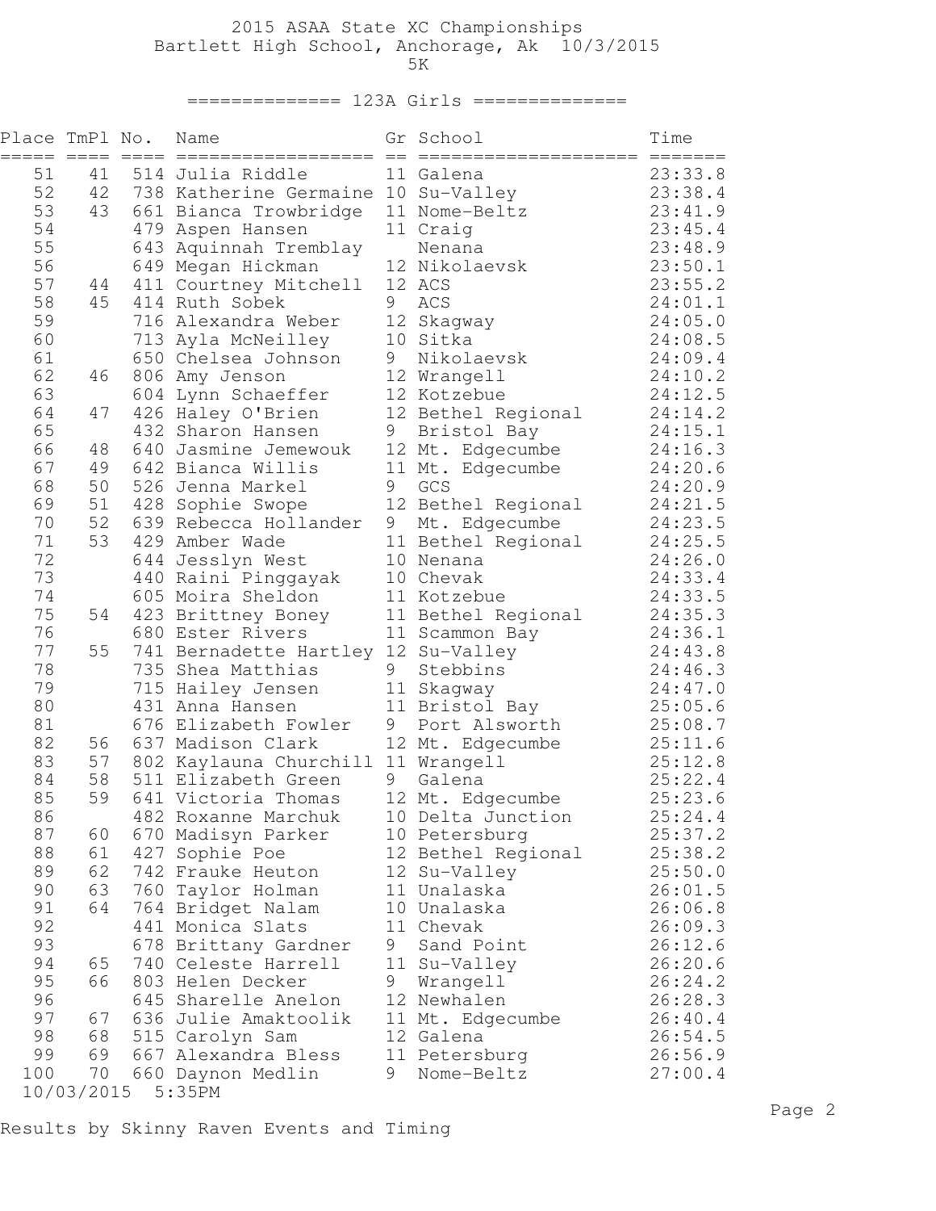2015 ASAA State XC Championships
Bartlett High School, Anchorage, Ak 10/3/2015
5K

## 123A Girls

| Place | TmPl | No. | Name | Gr | School | Time |
|---|---|---|---|---|---|---|
| 51 | 41 | 514 | Julia Riddle | 11 | Galena | 23:33.8 |
| 52 | 42 | 738 | Katherine Germaine | 10 | Su-Valley | 23:38.4 |
| 53 | 43 | 661 | Bianca Trowbridge | 11 | Nome-Beltz | 23:41.9 |
| 54 | | 479 | Aspen Hansen | 11 | Craig | 23:45.4 |
| 55 | | 643 | Aquinnah Tremblay | | Nenana | 23:48.9 |
| 56 | | 649 | Megan Hickman | 12 | Nikolaevsk | 23:50.1 |
| 57 | 44 | 411 | Courtney Mitchell | 12 | ACS | 23:55.2 |
| 58 | 45 | 414 | Ruth Sobek | 9 | ACS | 24:01.1 |
| 59 | | 716 | Alexandra Weber | 12 | Skagway | 24:05.0 |
| 60 | | 713 | Ayla McNeilley | 10 | Sitka | 24:08.5 |
| 61 | | 650 | Chelsea Johnson | 9 | Nikolaevsk | 24:09.4 |
| 62 | 46 | 806 | Amy Jenson | 12 | Wrangell | 24:10.2 |
| 63 | | 604 | Lynn Schaeffer | 12 | Kotzebue | 24:12.5 |
| 64 | 47 | 426 | Haley O'Brien | 12 | Bethel Regional | 24:14.2 |
| 65 | | 432 | Sharon Hansen | 9 | Bristol Bay | 24:15.1 |
| 66 | 48 | 640 | Jasmine Jemewouk | 12 | Mt. Edgecumbe | 24:16.3 |
| 67 | 49 | 642 | Bianca Willis | 11 | Mt. Edgecumbe | 24:20.6 |
| 68 | 50 | 526 | Jenna Markel | 9 | GCS | 24:20.9 |
| 69 | 51 | 428 | Sophie Swope | 12 | Bethel Regional | 24:21.5 |
| 70 | 52 | 639 | Rebecca Hollander | 9 | Mt. Edgecumbe | 24:23.5 |
| 71 | 53 | 429 | Amber Wade | 11 | Bethel Regional | 24:25.5 |
| 72 | | 644 | Jesslyn West | 10 | Nenana | 24:26.0 |
| 73 | | 440 | Raini Pinggayak | 10 | Chevak | 24:33.4 |
| 74 | | 605 | Moira Sheldon | 11 | Kotzebue | 24:33.5 |
| 75 | 54 | 423 | Brittney Boney | 11 | Bethel Regional | 24:35.3 |
| 76 | | 680 | Ester Rivers | 11 | Scammon Bay | 24:36.1 |
| 77 | 55 | 741 | Bernadette Hartley | 12 | Su-Valley | 24:43.8 |
| 78 | | 735 | Shea Matthias | 9 | Stebbins | 24:46.3 |
| 79 | | 715 | Hailey Jensen | 11 | Skagway | 24:47.0 |
| 80 | | 431 | Anna Hansen | 11 | Bristol Bay | 25:05.6 |
| 81 | | 676 | Elizabeth Fowler | 9 | Port Alsworth | 25:08.7 |
| 82 | 56 | 637 | Madison Clark | 12 | Mt. Edgecumbe | 25:11.6 |
| 83 | 57 | 802 | Kaylauna Churchill | 11 | Wrangell | 25:12.8 |
| 84 | 58 | 511 | Elizabeth Green | 9 | Galena | 25:22.4 |
| 85 | 59 | 641 | Victoria Thomas | 12 | Mt. Edgecumbe | 25:23.6 |
| 86 | | 482 | Roxanne Marchuk | 10 | Delta Junction | 25:24.4 |
| 87 | 60 | 670 | Madisyn Parker | 10 | Petersburg | 25:37.2 |
| 88 | 61 | 427 | Sophie Poe | 12 | Bethel Regional | 25:38.2 |
| 89 | 62 | 742 | Frauke Heuton | 12 | Su-Valley | 25:50.0 |
| 90 | 63 | 760 | Taylor Holman | 11 | Unalaska | 26:01.5 |
| 91 | 64 | 764 | Bridget Nalam | 10 | Unalaska | 26:06.8 |
| 92 | | 441 | Monica Slats | 11 | Chevak | 26:09.3 |
| 93 | | 678 | Brittany Gardner | 9 | Sand Point | 26:12.6 |
| 94 | 65 | 740 | Celeste Harrell | 11 | Su-Valley | 26:20.6 |
| 95 | 66 | 803 | Helen Decker | 9 | Wrangell | 26:24.2 |
| 96 | | 645 | Sharelle Anelon | 12 | Newhalen | 26:28.3 |
| 97 | 67 | 636 | Julie Amaktoolik | 11 | Mt. Edgecumbe | 26:40.4 |
| 98 | 68 | 515 | Carolyn Sam | 12 | Galena | 26:54.5 |
| 99 | 69 | 667 | Alexandra Bless | 11 | Petersburg | 26:56.9 |
| 100 | 70 | 660 | Daynon Medlin | 9 | Nome-Beltz | 27:00.4 |

10/03/2015 5:35PM

Results by Skinny Raven Events and Timing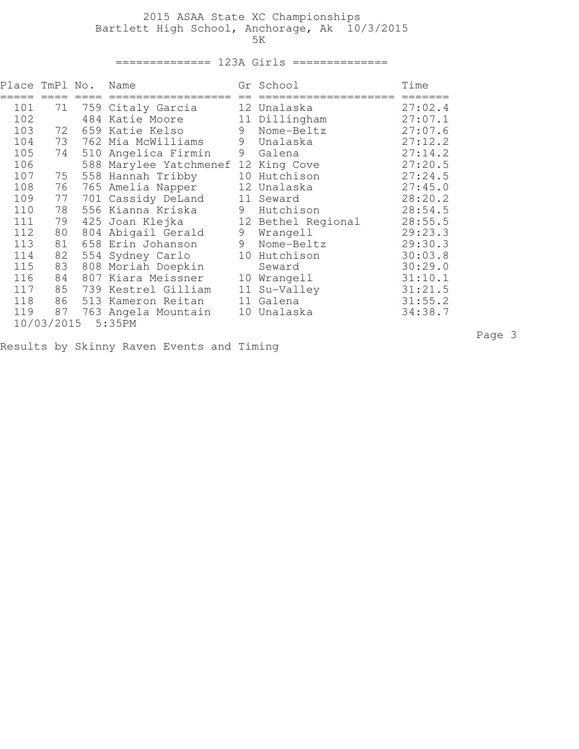# 2015 ASAA State XC Championships

Bartlett High School, Anchorage, Ak 10/3/2015

5K

## ============== 123A Girls ==============

| Place | TmPl | No. | Name | Gr | School | Time |
|---|---|---|---|---|---|---|
| 101 | 71 | 759 | Citaly Garcia | 12 | Unalaska | 27:02.4 |
| 102 | | 484 | Katie Moore | 11 | Dillingham | 27:07.1 |
| 103 | 72 | 659 | Katie Kelso | 9 | Nome-Beltz | 27:07.6 |
| 104 | 73 | 762 | Mia McWilliams | 9 | Unalaska | 27:12.2 |
| 105 | 74 | 510 | Angelica Firmin | 9 | Galena | 27:14.2 |
| 106 | | 588 | Marylee Yatchmenef | 12 | King Cove | 27:20.5 |
| 107 | 75 | 558 | Hannah Tribby | 10 | Hutchison | 27:24.5 |
| 108 | 76 | 765 | Amelia Napper | 12 | Unalaska | 27:45.0 |
| 109 | 77 | 701 | Cassidy DeLand | 11 | Seward | 28:20.2 |
| 110 | 78 | 556 | Kianna Kriska | 9 | Hutchison | 28:54.5 |
| 111 | 79 | 425 | Joan Klejka | 12 | Bethel Regional | 28:55.5 |
| 112 | 80 | 804 | Abigail Gerald | 9 | Wrangell | 29:23.3 |
| 113 | 81 | 658 | Erin Johanson | 9 | Nome-Beltz | 29:30.3 |
| 114 | 82 | 554 | Sydney Carlo | 10 | Hutchison | 30:03.8 |
| 115 | 83 | 808 | Moriah Doepkin | | Seward | 30:29.0 |
| 116 | 84 | 807 | Kiara Meissner | 10 | Wrangell | 31:10.1 |
| 117 | 85 | 739 | Kestrel Gilliam | 11 | Su-Valley | 31:21.5 |
| 118 | 86 | 513 | Kameron Reitan | 11 | Galena | 31:55.2 |
| 119 | 87 | 763 | Angela Mountain | 10 | Unalaska | 34:38.7 |

10/03/2015 5:35PM

Results by Skinny Raven Events and Timing